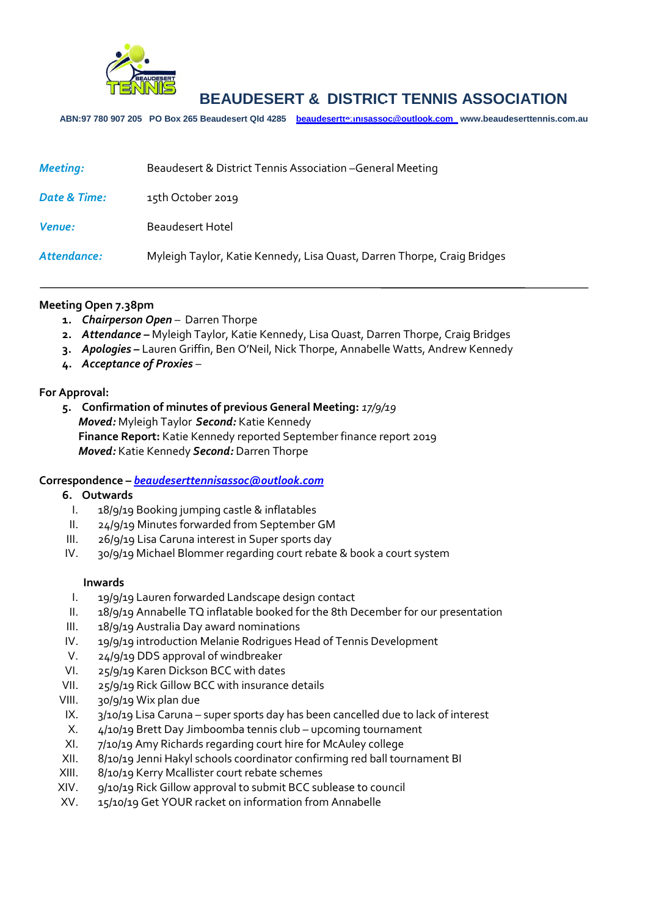# BEAUDESERT & DISTRICT TENNIS ASSOCIATION

**ABN:97 780 907 205 PO Box 265 Beaudesert Qld 4285 beaudeserttennisassoc@outlook.com www.beaudeserttennis.com.au**

| | |
|---|---|
| ***Meeting:*** | Beaudesert & District Tennis Association –General Meeting |
| ***Date & Time:*** | 15th October 2019 |
| ***Venue:*** | Beaudesert Hotel |
| ***Attendance:*** | Myleigh Taylor, Katie Kennedy, Lisa Quast, Darren Thorpe, Craig Bridges |

---

**Meeting Open 7.38pm**

1. ***Chairperson Open*** – Darren Thorpe
2. ***Attendance –*** Myleigh Taylor, Katie Kennedy, Lisa Quast, Darren Thorpe, Craig Bridges
3. ***Apologies –*** Lauren Griffin, Ben O'Neil, Nick Thorpe, Annabelle Watts, Andrew Kennedy
4. ***Acceptance of Proxies*** –

**For Approval:**

5. **Confirmation of minutes of previous General Meeting:** *17/9/19*
   ***Moved:*** Myleigh Taylor ***Second:*** Katie Kennedy
   **Finance Report:** Katie Kennedy reported September finance report 2019
   ***Moved:*** Katie Kennedy ***Second:*** Darren Thorpe

**Correspondence – *beaudeserttennisassoc@outlook.com***

6. **Outwards**

   I. 18/9/19 Booking jumping castle & inflatables
   II. 24/9/19 Minutes forwarded from September GM
   III. 26/9/19 Lisa Caruna interest in Super sports day
   IV. 30/9/19 Michael Blommer regarding court rebate & book a court system

   **Inwards**

   I. 19/9/19 Lauren forwarded Landscape design contact
   II. 18/9/19 Annabelle TQ inflatable booked for the 8th December for our presentation
   III. 18/9/19 Australia Day award nominations
   IV. 19/9/19 introduction Melanie Rodrigues Head of Tennis Development
   V. 24/9/19 DDS approval of windbreaker
   VI. 25/9/19 Karen Dickson BCC with dates
   VII. 25/9/19 Rick Gillow BCC with insurance details
   VIII. 30/9/19 Wix plan due
   IX. 3/10/19 Lisa Caruna – super sports day has been cancelled due to lack of interest
   X. 4/10/19 Brett Day Jimboomba tennis club – upcoming tournament
   XI. 7/10/19 Amy Richards regarding court hire for McAuley college
   XII. 8/10/19 Jenni Hakyl schools coordinator confirming red ball tournament BI
   XIII. 8/10/19 Kerry Mcallister court rebate schemes
   XIV. 9/10/19 Rick Gillow approval to submit BCC sublease to council
   XV. 15/10/19 Get YOUR racket on information from Annabelle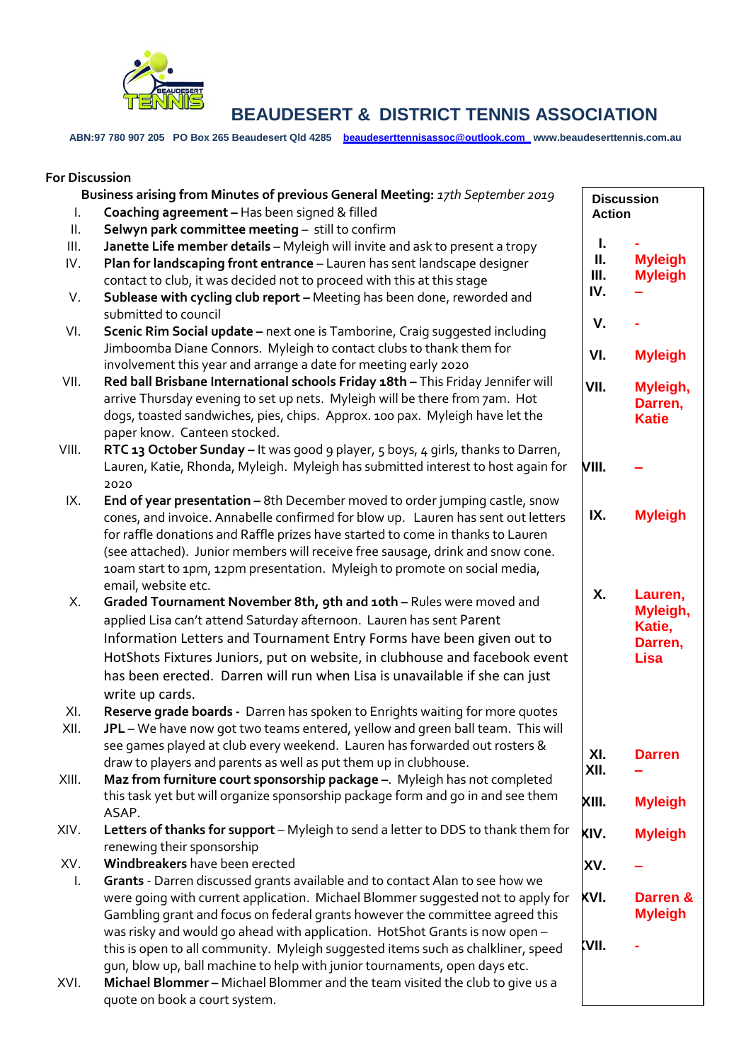# BEAUDESERT & DISTRICT TENNIS ASSOCIATION

**ABN:97 780 907 205 PO Box 265 Beaudesert Qld 4285 beaudeserttennisassoc@outlook.com www.beaudeserttennis.com.au**

## For Discussion

| Item | Discussion | Action |
|---|---|---|
| | **Business arising from Minutes of previous General Meeting:** *17th September 2019* | |
| I. | **Coaching agreement –** Has been signed & filled | - |
| II. | **Selwyn park committee meeting –** still to confirm | Myleigh |
| III. | **Janette Life member details –** Myleigh will invite and ask to present a tropy | Myleigh |
| IV. | **Plan for landscaping front entrance –** Lauren has sent landscape designer contact to club, it was decided not to proceed with this at this stage | – |
| V. | **Sublease with cycling club report –** Meeting has been done, reworded and submitted to council | - |
| VI. | **Scenic Rim Social update –** next one is Tamborine, Craig suggested including Jimboomba Diane Connors. Myleigh to contact clubs to thank them for involvement this year and arrange a date for meeting early 2020 | Myleigh |
| VII. | **Red ball Brisbane International schools Friday 18th –** This Friday Jennifer will arrive Thursday evening to set up nets. Myleigh will be there from 7am. Hot dogs, toasted sandwiches, pies, chips. Approx. 100 pax. Myleigh have let the paper know. Canteen stocked. | Myleigh, Darren, Katie |
| VIII. | **RTC 13 October Sunday –** It was good 9 player, 5 boys, 4 girls, thanks to Darren, Lauren, Katie, Rhonda, Myleigh. Myleigh has submitted interest to host again for 2020 | – |
| IX. | **End of year presentation –** 8th December moved to order jumping castle, snow cones, and invoice. Annabelle confirmed for blow up. Lauren has sent out letters for raffle donations and Raffle prizes have started to come in thanks to Lauren (see attached). Junior members will receive free sausage, drink and snow cone. 10am start to 1pm, 12pm presentation. Myleigh to promote on social media, email, website etc. | Myleigh |
| X. | **Graded Tournament November 8th, 9th and 10th –** Rules were moved and applied Lisa can't attend Saturday afternoon. Lauren has sent Parent Information Letters and Tournament Entry Forms have been given out to HotShots Fixtures Juniors, put on website, in clubhouse and facebook event has been erected. Darren will run when Lisa is unavailable if she can just write up cards. | Lauren, Myleigh, Katie, Darren, Lisa |
| XI. | **Reserve grade boards -** Darren has spoken to Enrights waiting for more quotes | Darren |
| XII. | **JPL –** We have now got two teams entered, yellow and green ball team. This will see games played at club every weekend. Lauren has forwarded out rosters & draw to players and parents as well as put them up in clubhouse. | – |
| XIII. | **Maz from furniture court sponsorship package –**. Myleigh has not completed this task yet but will organize sponsorship package form and go in and see them ASAP. | Myleigh |
| XIV. | **Letters of thanks for support –** Myleigh to send a letter to DDS to thank them for renewing their sponsorship | Myleigh |
| XV. | **Windbreakers** have been erected | – |
| XVI. | **Grants** - Darren discussed grants available and to contact Alan to see how we were going with current application. Michael Blommer suggested not to apply for Gambling grant and focus on federal grants however the committee agreed this was risky and would go ahead with application. HotShot Grants is now open – this is open to all community. Myleigh suggested items such as chalkliner, speed gun, blow up, ball machine to help with junior tournaments, open days etc. | Darren & Myleigh |
| XVII. | **Michael Blommer –** Michael Blommer and the team visited the club to give us a quote on book a court system. | - |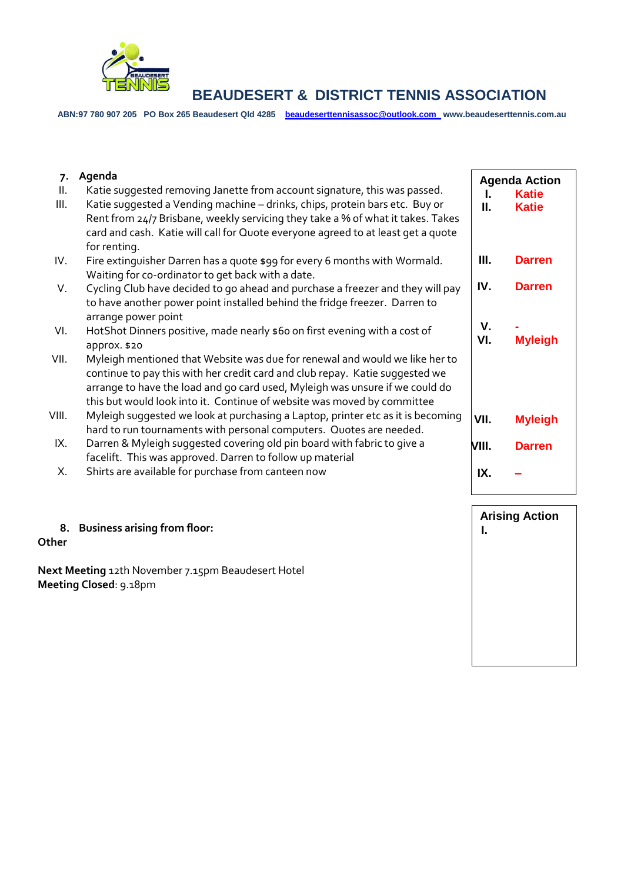# BEAUDESERT & DISTRICT TENNIS ASSOCIATION

**ABN:97 780 907 205 PO Box 265 Beaudesert Qld 4285 beaudeserttennisassoc@outlook.com www.beaudeserttennis.com.au**

**7. Agenda**

| | | Agenda Action | |
|---|---|---|---|
| II. | Katie suggested removing Janette from account signature, this was passed. | I. | Katie |
| III. | Katie suggested a Vending machine – drinks, chips, protein bars etc. Buy or Rent from 24/7 Brisbane, weekly servicing they take a % of what it takes. Takes card and cash. Katie will call for Quote everyone agreed to at least get a quote for renting. | II. | Katie |
| IV. | Fire extinguisher Darren has a quote $99 for every 6 months with Wormald. Waiting for co-ordinator to get back with a date. | III. | Darren |
| V. | Cycling Club have decided to go ahead and purchase a freezer and they will pay to have another power point installed behind the fridge freezer. Darren to arrange power point | IV. | Darren |
| VI. | HotShot Dinners positive, made nearly $60 on first evening with a cost of approx. $20 | V. | - |
| | | VI. | Myleigh |
| VII. | Myleigh mentioned that Website was due for renewal and would we like her to continue to pay this with her credit card and club repay. Katie suggested we arrange to have the load and go card used, Myleigh was unsure if we could do this but would look into it. Continue of website was moved by committee | | |
| VIII. | Myleigh suggested we look at purchasing a Laptop, printer etc as it is becoming hard to run tournaments with personal computers. Quotes are needed. | VII. | Myleigh |
| IX. | Darren & Myleigh suggested covering old pin board with fabric to give a facelift. This was approved. Darren to follow up material | VIII. | Darren |
| X. | Shirts are available for purchase from canteen now | IX. | – |

**8. Business arising from floor:**

**Other**

| Arising Action |
|---|
| I. |

**Next Meeting** 12th November 7.15pm Beaudesert Hotel

**Meeting Closed**: 9.18pm